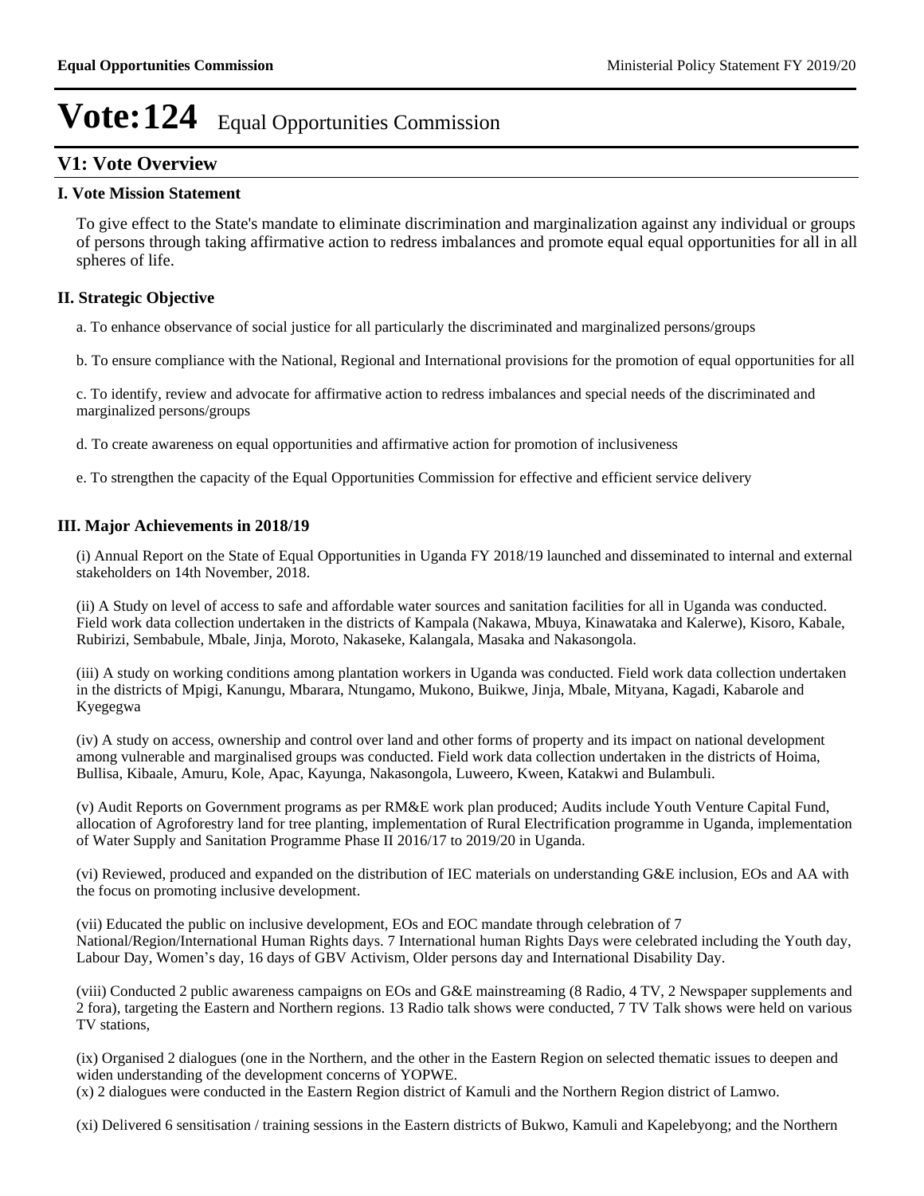# Vote:124 Equal Opportunities Commission

## V1: Vote Overview

### I. Vote Mission Statement

To give effect to the State's mandate to eliminate discrimination and marginalization against any individual or groups of persons through taking affirmative action to redress imbalances and promote equal equal opportunities for all in all spheres of life.

### II. Strategic Objective

a. To enhance observance of social justice for all particularly the discriminated and marginalized persons/groups

b. To ensure compliance with the National, Regional and International provisions for the promotion of equal opportunities for all

c. To identify, review and advocate for affirmative action to redress imbalances and special needs of the discriminated and marginalized persons/groups

d. To create awareness on equal opportunities and affirmative action for promotion of inclusiveness

e. To strengthen the capacity of the Equal Opportunities Commission for effective and efficient service delivery

### III. Major Achievements in 2018/19

(i) Annual Report on the State of Equal Opportunities in Uganda FY 2018/19 launched and disseminated to internal and external stakeholders on 14th November, 2018.

(ii) A Study on level of access to safe and affordable water sources and sanitation facilities for all in Uganda was conducted. Field work data collection undertaken in the districts of Kampala (Nakawa, Mbuya, Kinawataka and Kalerwe), Kisoro, Kabale, Rubirizi, Sembabule, Mbale, Jinja, Moroto, Nakaseke, Kalangala, Masaka and Nakasongola.

(iii) A study on working conditions among plantation workers in Uganda was conducted. Field work data collection undertaken in the districts of Mpigi, Kanungu, Mbarara, Ntungamo, Mukono, Buikwe, Jinja, Mbale, Mityana, Kagadi, Kabarole and Kyegegwa

(iv) A study on access, ownership and control over land and other forms of property and its impact on national development among vulnerable and marginalised groups was conducted. Field work data collection undertaken in the districts of Hoima, Bullisa, Kibaale, Amuru, Kole, Apac, Kayunga, Nakasongola, Luweero, Kween, Katakwi and Bulambuli.

(v) Audit Reports on Government programs as per RM&E work plan produced; Audits include Youth Venture Capital Fund, allocation of Agroforestry land for tree planting, implementation of Rural Electrification programme in Uganda, implementation of Water Supply and Sanitation Programme Phase II 2016/17 to 2019/20 in Uganda.

(vi) Reviewed, produced and expanded on the distribution of IEC materials on understanding G&E inclusion, EOs and AA with the focus on promoting inclusive development.

(vii) Educated the public on inclusive development, EOs and EOC mandate through celebration of 7 National/Region/International Human Rights days. 7 International human Rights Days were celebrated including the Youth day, Labour Day, Women's day, 16 days of GBV Activism, Older persons day and International Disability Day.

(viii) Conducted 2 public awareness campaigns on EOs and G&E mainstreaming (8 Radio, 4 TV, 2 Newspaper supplements and 2 fora), targeting the Eastern and Northern regions. 13 Radio talk shows were conducted, 7 TV Talk shows were held on various TV stations,

(ix) Organised 2 dialogues (one in the Northern, and the other in the Eastern Region on selected thematic issues to deepen and widen understanding of the development concerns of YOPWE.
(x) 2 dialogues were conducted in the Eastern Region district of Kamuli and the Northern Region district of Lamwo.

(xi) Delivered 6 sensitisation / training sessions in the Eastern districts of Bukwo, Kamuli and Kapelebyong; and the Northern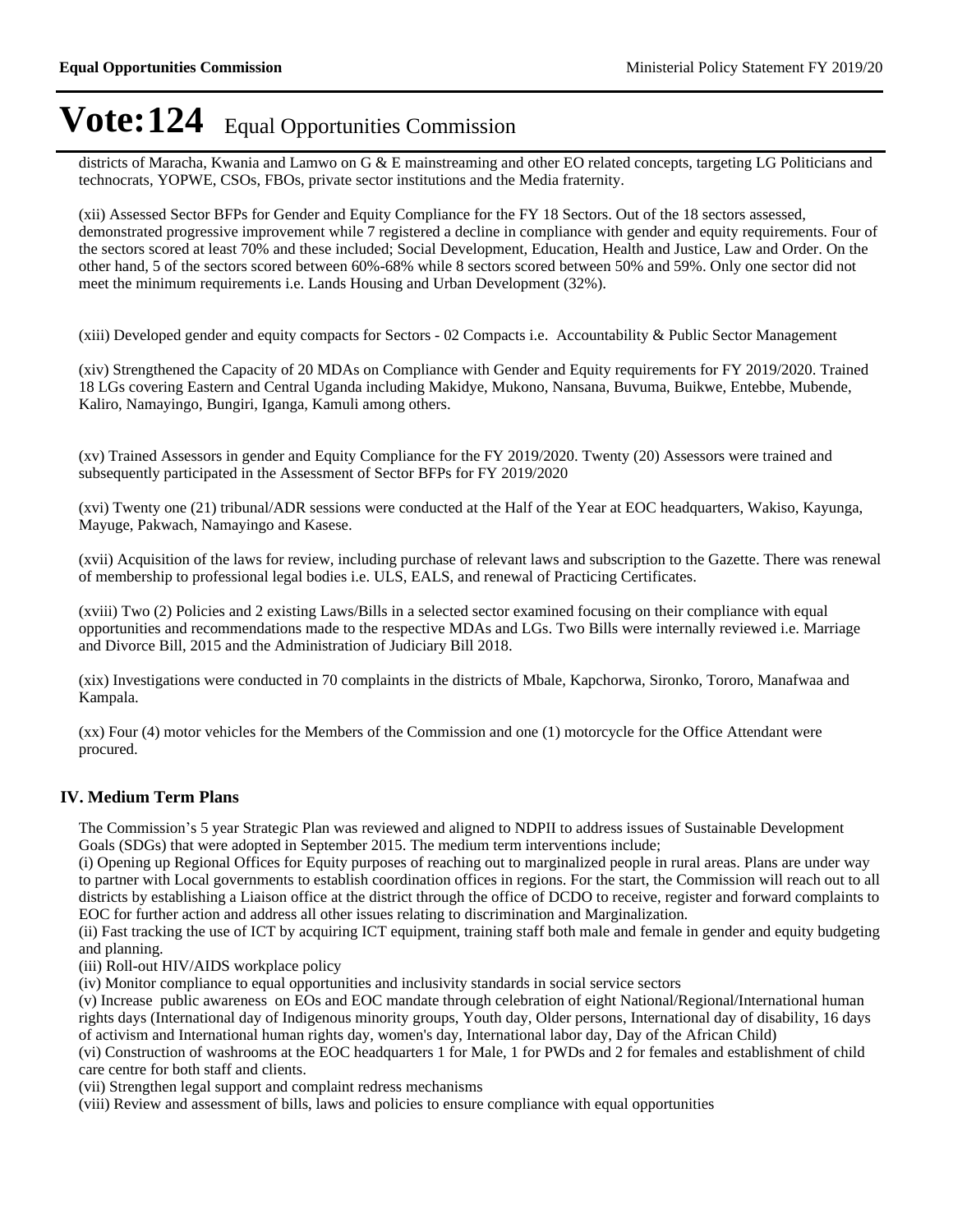districts of Maracha, Kwania and Lamwo on G & E mainstreaming and other EO related concepts, targeting LG Politicians and technocrats, YOPWE, CSOs, FBOs, private sector institutions and the Media fraternity.

(xii) Assessed Sector BFPs for Gender and Equity Compliance for the FY 18 Sectors. Out of the 18 sectors assessed, demonstrated progressive improvement while 7 registered a decline in compliance with gender and equity requirements. Four of the sectors scored at least 70% and these included; Social Development, Education, Health and Justice, Law and Order. On the other hand, 5 of the sectors scored between 60%-68% while 8 sectors scored between 50% and 59%. Only one sector did not meet the minimum requirements i.e. Lands Housing and Urban Development (32%).

(xiii) Developed gender and equity compacts for Sectors - 02 Compacts i.e. Accountability & Public Sector Management

(xiv) Strengthened the Capacity of 20 MDAs on Compliance with Gender and Equity requirements for FY 2019/2020. Trained 18 LGs covering Eastern and Central Uganda including Makidye, Mukono, Nansana, Buvuma, Buikwe, Entebbe, Mubende, Kaliro, Namayingo, Bungiri, Iganga, Kamuli among others.

(xv) Trained Assessors in gender and Equity Compliance for the FY 2019/2020. Twenty (20) Assessors were trained and subsequently participated in the Assessment of Sector BFPs for FY 2019/2020

(xvi) Twenty one (21) tribunal/ADR sessions were conducted at the Half of the Year at EOC headquarters, Wakiso, Kayunga, Mayuge, Pakwach, Namayingo and Kasese.

(xvii) Acquisition of the laws for review, including purchase of relevant laws and subscription to the Gazette. There was renewal of membership to professional legal bodies i.e. ULS, EALS, and renewal of Practicing Certificates.

(xviii) Two (2) Policies and 2 existing Laws/Bills in a selected sector examined focusing on their compliance with equal opportunities and recommendations made to the respective MDAs and LGs. Two Bills were internally reviewed i.e. Marriage and Divorce Bill, 2015 and the Administration of Judiciary Bill 2018.

(xix) Investigations were conducted in 70 complaints in the districts of Mbale, Kapchorwa, Sironko, Tororo, Manafwaa and Kampala.

(xx) Four (4) motor vehicles for the Members of the Commission and one (1) motorcycle for the Office Attendant were procured.

## IV. Medium Term Plans

The Commission's 5 year Strategic Plan was reviewed and aligned to NDPII to address issues of Sustainable Development Goals (SDGs) that were adopted in September 2015. The medium term interventions include;

(i) Opening up Regional Offices for Equity purposes of reaching out to marginalized people in rural areas. Plans are under way to partner with Local governments to establish coordination offices in regions. For the start, the Commission will reach out to all districts by establishing a Liaison office at the district through the office of DCDO to receive, register and forward complaints to EOC for further action and address all other issues relating to discrimination and Marginalization.

(ii) Fast tracking the use of ICT by acquiring ICT equipment, training staff both male and female in gender and equity budgeting and planning.

(iii) Roll-out HIV/AIDS workplace policy

(iv) Monitor compliance to equal opportunities and inclusivity standards in social service sectors

(v) Increase public awareness on EOs and EOC mandate through celebration of eight National/Regional/International human rights days (International day of Indigenous minority groups, Youth day, Older persons, International day of disability, 16 days of activism and International human rights day, women's day, International labor day, Day of the African Child)

(vi) Construction of washrooms at the EOC headquarters 1 for Male, 1 for PWDs and 2 for females and establishment of child care centre for both staff and clients.

(vii) Strengthen legal support and complaint redress mechanisms

(viii) Review and assessment of bills, laws and policies to ensure compliance with equal opportunities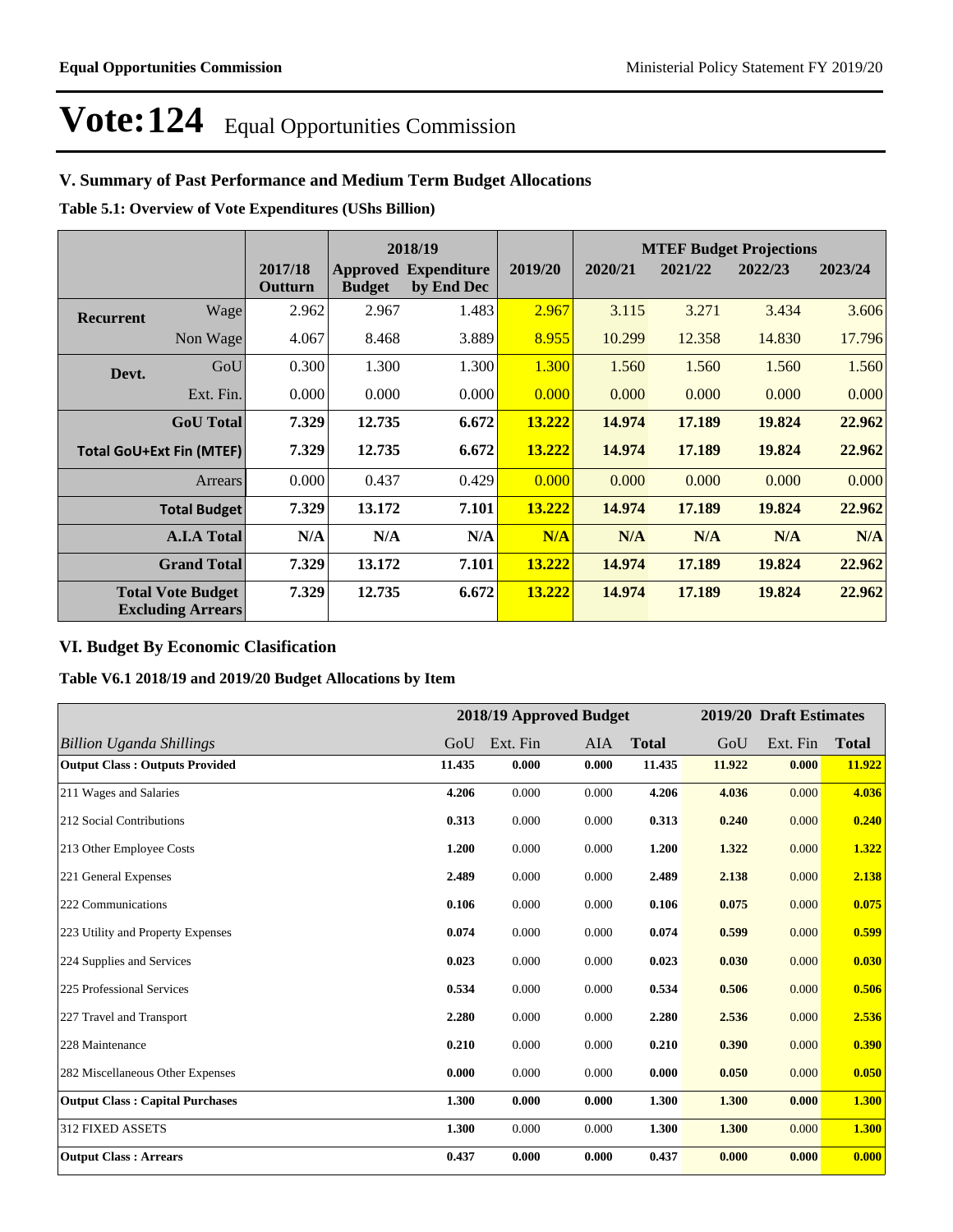# Vote:124 Equal Opportunities Commission

## V. Summary of Past Performance and Medium Term Budget Allocations

**Table 5.1: Overview of Vote Expenditures (UShs Billion)**

| | | | 2018/19 | | | MTEF Budget Projections | | | |
|---|---|---|---|---|---|---|---|---|---|
| | | 2017/18 Outturn | Approved Budget | Expenditure by End Dec | 2019/20 | 2020/21 | 2021/22 | 2022/23 | 2023/24 |
| **Recurrent** | Wage | 2.962 | 2.967 | 1.483 | 2.967 | 3.115 | 3.271 | 3.434 | 3.606 |
| | Non Wage | 4.067 | 8.468 | 3.889 | 8.955 | 10.299 | 12.358 | 14.830 | 17.796 |
| **Devt.** | GoU | 0.300 | 1.300 | 1.300 | 1.300 | 1.560 | 1.560 | 1.560 | 1.560 |
| | Ext. Fin. | 0.000 | 0.000 | 0.000 | 0.000 | 0.000 | 0.000 | 0.000 | 0.000 |
| | **GoU Total** | **7.329** | **12.735** | **6.672** | **13.222** | **14.974** | **17.189** | **19.824** | **22.962** |
| **Total GoU+Ext Fin (MTEF)** | | **7.329** | **12.735** | **6.672** | **13.222** | **14.974** | **17.189** | **19.824** | **22.962** |
| | Arrears | 0.000 | 0.437 | 0.429 | 0.000 | 0.000 | 0.000 | 0.000 | 0.000 |
| | **Total Budget** | **7.329** | **13.172** | **7.101** | **13.222** | **14.974** | **17.189** | **19.824** | **22.962** |
| | **A.I.A Total** | **N/A** | **N/A** | **N/A** | **N/A** | **N/A** | **N/A** | **N/A** | **N/A** |
| | **Grand Total** | **7.329** | **13.172** | **7.101** | **13.222** | **14.974** | **17.189** | **19.824** | **22.962** |
| **Total Vote Budget Excluding Arrears** | | **7.329** | **12.735** | **6.672** | **13.222** | **14.974** | **17.189** | **19.824** | **22.962** |

## VI. Budget By Economic Clasification

**Table V6.1 2018/19 and 2019/20 Budget Allocations by Item**

| | 2018/19 Approved Budget | | | | 2019/20 Draft Estimates | | |
|---|---|---|---|---|---|---|---|
| *Billion Uganda Shillings* | GoU | Ext. Fin | AIA | **Total** | GoU | Ext. Fin | **Total** |
| **Output Class : Outputs Provided** | **11.435** | **0.000** | **0.000** | **11.435** | **11.922** | **0.000** | **11.922** |
| 211 Wages and Salaries | **4.206** | 0.000 | 0.000 | **4.206** | **4.036** | 0.000 | **4.036** |
| 212 Social Contributions | **0.313** | 0.000 | 0.000 | **0.313** | **0.240** | 0.000 | **0.240** |
| 213 Other Employee Costs | **1.200** | 0.000 | 0.000 | **1.200** | **1.322** | 0.000 | **1.322** |
| 221 General Expenses | **2.489** | 0.000 | 0.000 | **2.489** | **2.138** | 0.000 | **2.138** |
| 222 Communications | **0.106** | 0.000 | 0.000 | **0.106** | **0.075** | 0.000 | **0.075** |
| 223 Utility and Property Expenses | **0.074** | 0.000 | 0.000 | **0.074** | **0.599** | 0.000 | **0.599** |
| 224 Supplies and Services | **0.023** | 0.000 | 0.000 | **0.023** | **0.030** | 0.000 | **0.030** |
| 225 Professional Services | **0.534** | 0.000 | 0.000 | **0.534** | **0.506** | 0.000 | **0.506** |
| 227 Travel and Transport | **2.280** | 0.000 | 0.000 | **2.280** | **2.536** | 0.000 | **2.536** |
| 228 Maintenance | **0.210** | 0.000 | 0.000 | **0.210** | **0.390** | 0.000 | **0.390** |
| 282 Miscellaneous Other Expenses | **0.000** | 0.000 | 0.000 | **0.000** | **0.050** | 0.000 | **0.050** |
| **Output Class : Capital Purchases** | **1.300** | **0.000** | **0.000** | **1.300** | **1.300** | **0.000** | **1.300** |
| 312 FIXED ASSETS | **1.300** | 0.000 | 0.000 | **1.300** | **1.300** | 0.000 | **1.300** |
| **Output Class : Arrears** | **0.437** | **0.000** | **0.000** | **0.437** | **0.000** | **0.000** | **0.000** |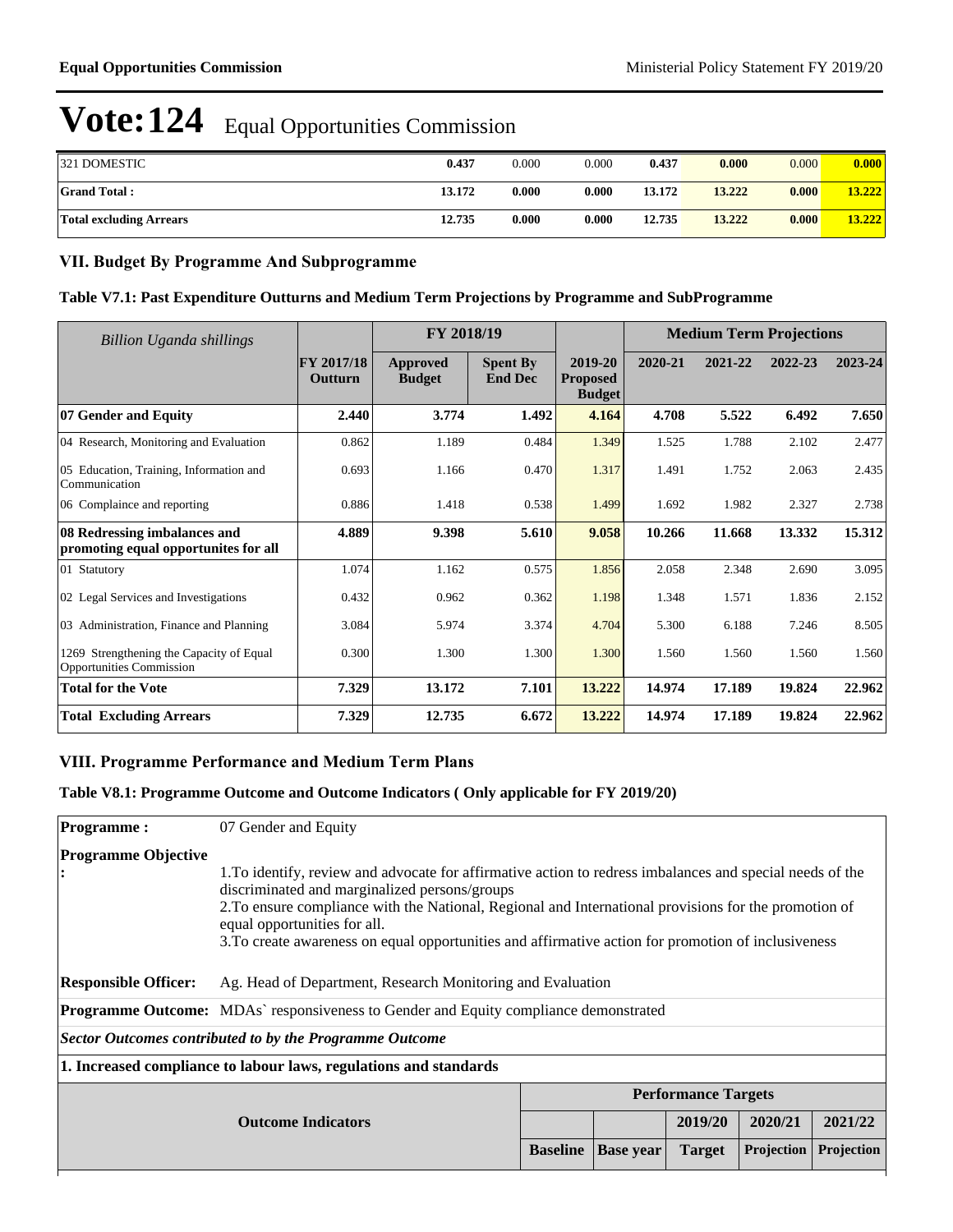# Vote:124 Equal Opportunities Commission

| | | | | | | | |
|---|---|---|---|---|---|---|---|
| 321 DOMESTIC | **0.437** | 0.000 | 0.000 | **0.437** | **0.000** | 0.000 | **0.000** |
| **Grand Total :** | **13.172** | **0.000** | **0.000** | **13.172** | **13.222** | **0.000** | **13.222** |
| **Total excluding Arrears** | **12.735** | **0.000** | **0.000** | **12.735** | **13.222** | **0.000** | **13.222** |

## VII. Budget By Programme And Subprogramme

### Table V7.1: Past Expenditure Outturns and Medium Term Projections by Programme and SubProgramme

| *Billion Uganda shillings* | | FY 2018/19 | | | Medium Term Projections | | | |
|---|---|---|---|---|---|---|---|---|
| | **FY 2017/18 Outturn** | **Approved Budget** | **Spent By End Dec** | **2019-20 Proposed Budget** | **2020-21** | **2021-22** | **2022-23** | **2023-24** |
| **07 Gender and Equity** | **2.440** | **3.774** | **1.492** | **4.164** | **4.708** | **5.522** | **6.492** | **7.650** |
| 04 Research, Monitoring and Evaluation | 0.862 | 1.189 | 0.484 | 1.349 | 1.525 | 1.788 | 2.102 | 2.477 |
| 05 Education, Training, Information and Communication | 0.693 | 1.166 | 0.470 | 1.317 | 1.491 | 1.752 | 2.063 | 2.435 |
| 06 Complaince and reporting | 0.886 | 1.418 | 0.538 | 1.499 | 1.692 | 1.982 | 2.327 | 2.738 |
| **08 Redressing imbalances and promoting equal opportunites for all** | **4.889** | **9.398** | **5.610** | **9.058** | **10.266** | **11.668** | **13.332** | **15.312** |
| 01 Statutory | 1.074 | 1.162 | 0.575 | 1.856 | 2.058 | 2.348 | 2.690 | 3.095 |
| 02 Legal Services and Investigations | 0.432 | 0.962 | 0.362 | 1.198 | 1.348 | 1.571 | 1.836 | 2.152 |
| 03 Administration, Finance and Planning | 3.084 | 5.974 | 3.374 | 4.704 | 5.300 | 6.188 | 7.246 | 8.505 |
| 1269 Strengthening the Capacity of Equal Opportunities Commission | 0.300 | 1.300 | 1.300 | 1.300 | 1.560 | 1.560 | 1.560 | 1.560 |
| **Total for the Vote** | **7.329** | **13.172** | **7.101** | **13.222** | **14.974** | **17.189** | **19.824** | **22.962** |
| **Total Excluding Arrears** | **7.329** | **12.735** | **6.672** | **13.222** | **14.974** | **17.189** | **19.824** | **22.962** |

## VIII. Programme Performance and Medium Term Plans

### Table V8.1: Programme Outcome and Outcome Indicators ( Only applicable for FY 2019/20)

**Programme :** 07 Gender and Equity

**Programme Objective :**

1.To identify, review and advocate for affirmative action to redress imbalances and special needs of the discriminated and marginalized persons/groups
2.To ensure compliance with the National, Regional and International provisions for the promotion of equal opportunities for all.
3.To create awareness on equal opportunities and affirmative action for promotion of inclusiveness

**Responsible Officer:** Ag. Head of Department, Research Monitoring and Evaluation

**Programme Outcome:** MDAs` responsiveness to Gender and Equity compliance demonstrated

***Sector Outcomes contributed to by the Programme Outcome***

**1. Increased compliance to labour laws, regulations and standards**

| Outcome Indicators | Performance Targets | | | | |
|---|---|---|---|---|---|
| | | | **2019/20** | **2020/21** | **2021/22** |
| | **Baseline** | **Base year** | **Target** | **Projection** | **Projection** |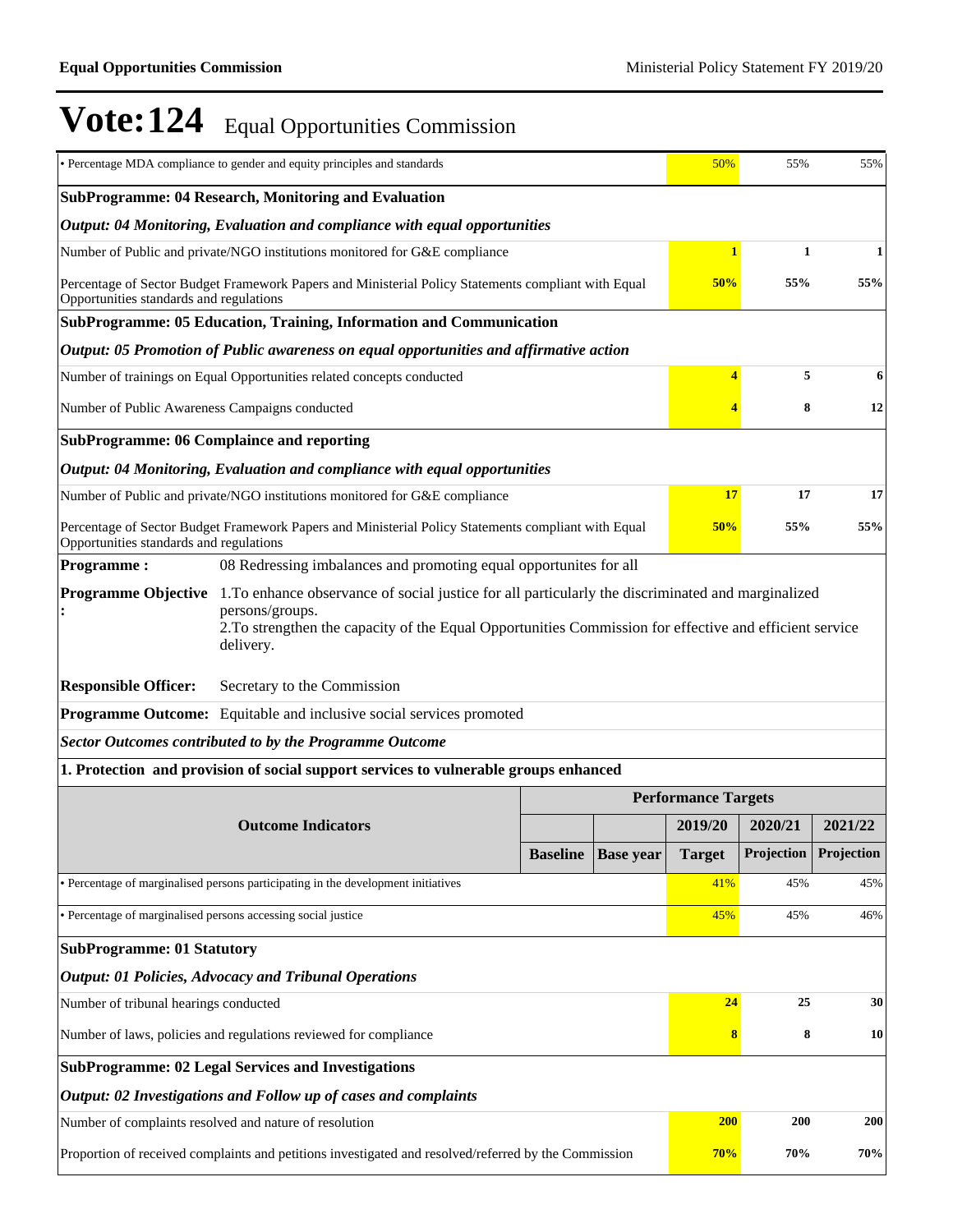# Vote:124 Equal Opportunities Commission

| | | | 2019/20 | 2020/21 | 2021/22 |
|---|---|---|---|---|---|
| • Percentage MDA compliance to gender and equity principles and standards | | | 50% | 55% | 55% |
| **SubProgramme: 04 Research, Monitoring and Evaluation** | | | | | |
| ***Output: 04 Monitoring, Evaluation and compliance with equal opportunities*** | | | | | |
| Number of Public and private/NGO institutions monitored for G&E compliance | | | **1** | **1** | **1** |
| Percentage of Sector Budget Framework Papers and Ministerial Policy Statements compliant with Equal Opportunities standards and regulations | | | **50%** | **55%** | **55%** |
| **SubProgramme: 05 Education, Training, Information and Communication** | | | | | |
| ***Output: 05 Promotion of Public awareness on equal opportunities and affirmative action*** | | | | | |
| Number of trainings on Equal Opportunities related concepts conducted | | | **4** | **5** | **6** |
| Number of Public Awareness Campaigns conducted | | | **4** | **8** | **12** |
| **SubProgramme: 06 Complaince and reporting** | | | | | |
| ***Output: 04 Monitoring, Evaluation and compliance with equal opportunities*** | | | | | |
| Number of Public and private/NGO institutions monitored for G&E compliance | | | **17** | **17** | **17** |
| Percentage of Sector Budget Framework Papers and Ministerial Policy Statements compliant with Equal Opportunities standards and regulations | | | **50%** | **55%** | **55%** |

**Programme :** 08 Redressing imbalances and promoting equal opportunites for all

**Programme Objective :** 1.To enhance observance of social justice for all particularly the discriminated and marginalized persons/groups.
2.To strengthen the capacity of the Equal Opportunities Commission for effective and efficient service delivery.

**Responsible Officer:** Secretary to the Commission

**Programme Outcome:** Equitable and inclusive social services promoted

***Sector Outcomes contributed to by the Programme Outcome***

**1. Protection and provision of social support services to vulnerable groups enhanced**

| Outcome Indicators | Performance Targets | | | | |
|---|---|---|---|---|---|
| | | | 2019/20 | 2020/21 | 2021/22 |
| | Baseline | Base year | Target | Projection | Projection |
| • Percentage of marginalised persons participating in the development initiatives | | | 41% | 45% | 45% |
| • Percentage of marginalised persons accessing social justice | | | 45% | 45% | 46% |
| **SubProgramme: 01 Statutory** | | | | | |
| ***Output: 01 Policies, Advocacy and Tribunal Operations*** | | | | | |
| Number of tribunal hearings conducted | | | **24** | **25** | **30** |
| Number of laws, policies and regulations reviewed for compliance | | | **8** | **8** | **10** |
| **SubProgramme: 02 Legal Services and Investigations** | | | | | |
| ***Output: 02 Investigations and Follow up of cases and complaints*** | | | | | |
| Number of complaints resolved and nature of resolution | | | **200** | **200** | **200** |
| Proportion of received complaints and petitions investigated and resolved/referred by the Commission | | | **70%** | **70%** | **70%** |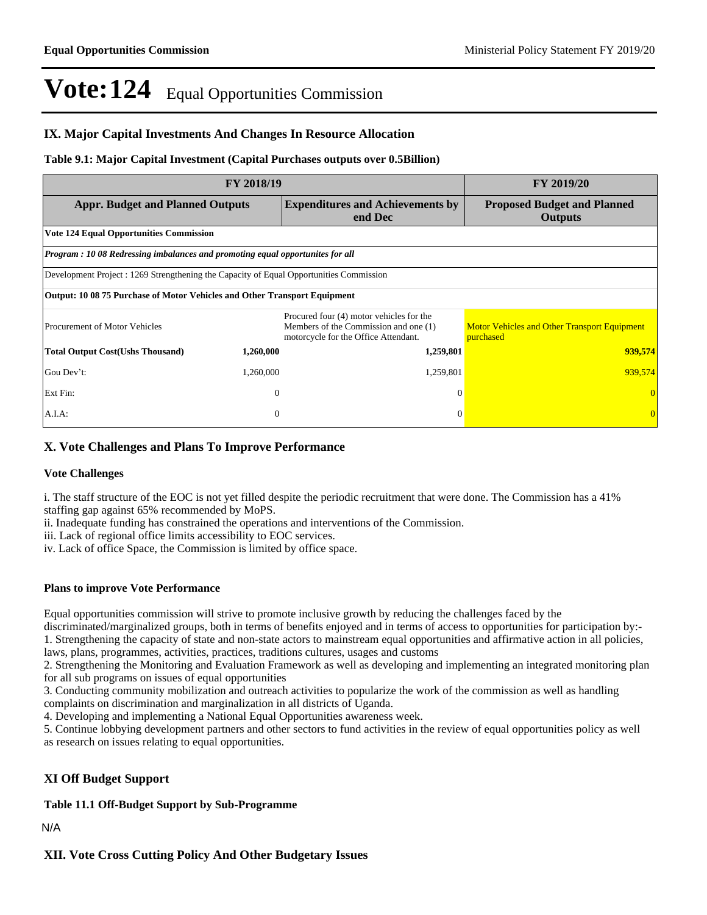# Vote:124 Equal Opportunities Commission

## IX. Major Capital Investments And Changes In Resource Allocation

**Table 9.1: Major Capital Investment (Capital Purchases outputs over 0.5Billion)**

| FY 2018/19 | | | FY 2019/20 |
|---|---|---|---|
| **Appr. Budget and Planned Outputs** | | **Expenditures and Achievements by end Dec** | **Proposed Budget and Planned Outputs** |
| **Vote 124 Equal Opportunities Commission** | | | |
| ***Program : 10 08 Redressing imbalances and promoting equal opportunites for all*** | | | |
| Development Project : 1269 Strengthening the Capacity of Equal Opportunities Commission | | | |
| **Output: 10 08 75 Purchase of Motor Vehicles and Other Transport Equipment** | | | |
| Procurement of Motor Vehicles | | Procured four (4) motor vehicles for the Members of the Commission and one (1) motorcycle for the Office Attendant. | Motor Vehicles and Other Transport Equipment purchased |
| **Total Output Cost(Ushs Thousand)** | **1,260,000** | **1,259,801** | **939,574** |
| Gou Dev't: | 1,260,000 | 1,259,801 | 939,574 |
| Ext Fin: | 0 | 0 | 0 |
| A.I.A: | 0 | 0 | 0 |

## X. Vote Challenges and Plans To Improve Performance

### Vote Challenges

i. The staff structure of the EOC is not yet filled despite the periodic recruitment that were done. The Commission has a 41% staffing gap against 65% recommended by MoPS.
ii. Inadequate funding has constrained the operations and interventions of the Commission.
iii. Lack of regional office limits accessibility to EOC services.
iv. Lack of office Space, the Commission is limited by office space.

### Plans to improve Vote Performance

Equal opportunities commission will strive to promote inclusive growth by reducing the challenges faced by the discriminated/marginalized groups, both in terms of benefits enjoyed and in terms of access to opportunities for participation by:-
1. Strengthening the capacity of state and non-state actors to mainstream equal opportunities and affirmative action in all policies, laws, plans, programmes, activities, practices, traditions cultures, usages and customs
2. Strengthening the Monitoring and Evaluation Framework as well as developing and implementing an integrated monitoring plan for all sub programs on issues of equal opportunities
3. Conducting community mobilization and outreach activities to popularize the work of the commission as well as handling complaints on discrimination and marginalization in all districts of Uganda.
4. Developing and implementing a National Equal Opportunities awareness week.
5. Continue lobbying development partners and other sectors to fund activities in the review of equal opportunities policy as well as research on issues relating to equal opportunities.

## XI Off Budget Support

**Table 11.1 Off-Budget Support by Sub-Programme**

N/A

## XII. Vote Cross Cutting Policy And Other Budgetary Issues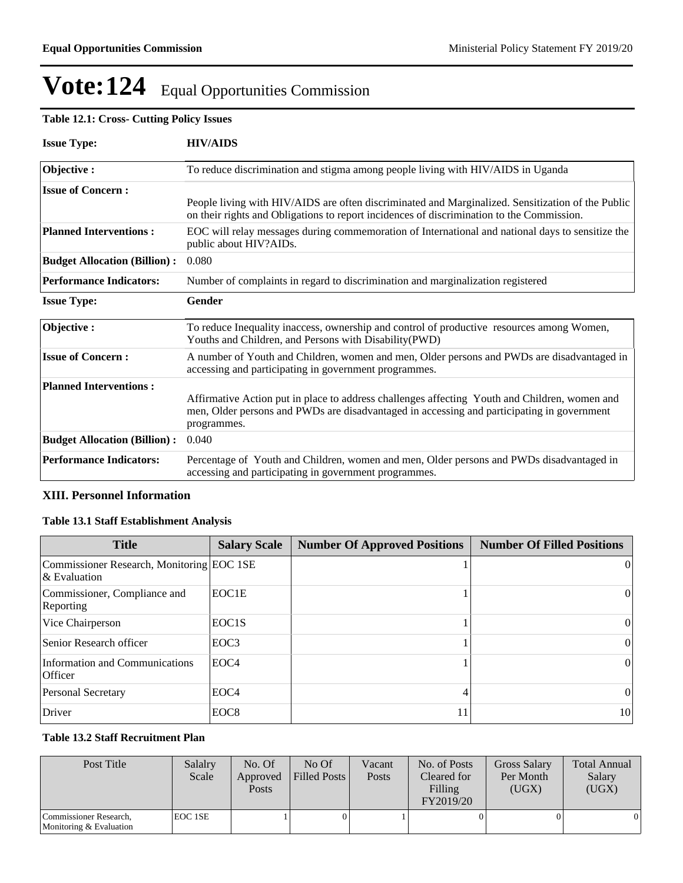# Vote:124 Equal Opportunities Commission

**Table 12.1: Cross- Cutting Policy Issues**

| **Issue Type:** | **HIV/AIDS** |
|---|---|
| **Objective :** | To reduce discrimination and stigma among people living with HIV/AIDS in Uganda |
| **Issue of Concern :** | People living with HIV/AIDS are often discriminated and Marginalized. Sensitization of the Public on their rights and Obligations to report incidences of discrimination to the Commission. |
| **Planned Interventions :** | EOC will relay messages during commemoration of International and national days to sensitize the public about HIV?AIDs. |
| **Budget Allocation (Billion) :** | 0.080 |
| **Performance Indicators:** | Number of complaints in regard to discrimination and marginalization registered |

| **Issue Type:** | **Gender** |
|---|---|
| **Objective :** | To reduce Inequality inaccess, ownership and control of productive resources among Women, Youths and Children, and Persons with Disability(PWD) |
| **Issue of Concern :** | A number of Youth and Children, women and men, Older persons and PWDs are disadvantaged in accessing and participating in government programmes. |
| **Planned Interventions :** | Affirmative Action put in place to address challenges affecting Youth and Children, women and men, Older persons and PWDs are disadvantaged in accessing and participating in government programmes. |
| **Budget Allocation (Billion) :** | 0.040 |
| **Performance Indicators:** | Percentage of Youth and Children, women and men, Older persons and PWDs disadvantaged in accessing and participating in government programmes. |

## XIII. Personnel Information

**Table 13.1 Staff Establishment Analysis**

| Title | Salary Scale | Number Of Approved Positions | Number Of Filled Positions |
|---|---|---|---|
| Commissioner Research, Monitoring & Evaluation | EOC 1SE | 1 | 0 |
| Commissioner, Compliance and Reporting | EOC1E | 1 | 0 |
| Vice Chairperson | EOC1S | 1 | 0 |
| Senior Research officer | EOC3 | 1 | 0 |
| Information and Communications Officer | EOC4 | 1 | 0 |
| Personal Secretary | EOC4 | 4 | 0 |
| Driver | EOC8 | 11 | 10 |

**Table 13.2 Staff Recruitment Plan**

| Post Title | Salalry Scale | No. Of Approved Posts | No Of Filled Posts | Vacant Posts | No. of Posts Cleared for Filling FY2019/20 | Gross Salary Per Month (UGX) | Total Annual Salary (UGX) |
|---|---|---|---|---|---|---|---|
| Commissioner Research, Monitoring & Evaluation | EOC 1SE | 1 | 0 | 1 | 0 | 0 | 0 |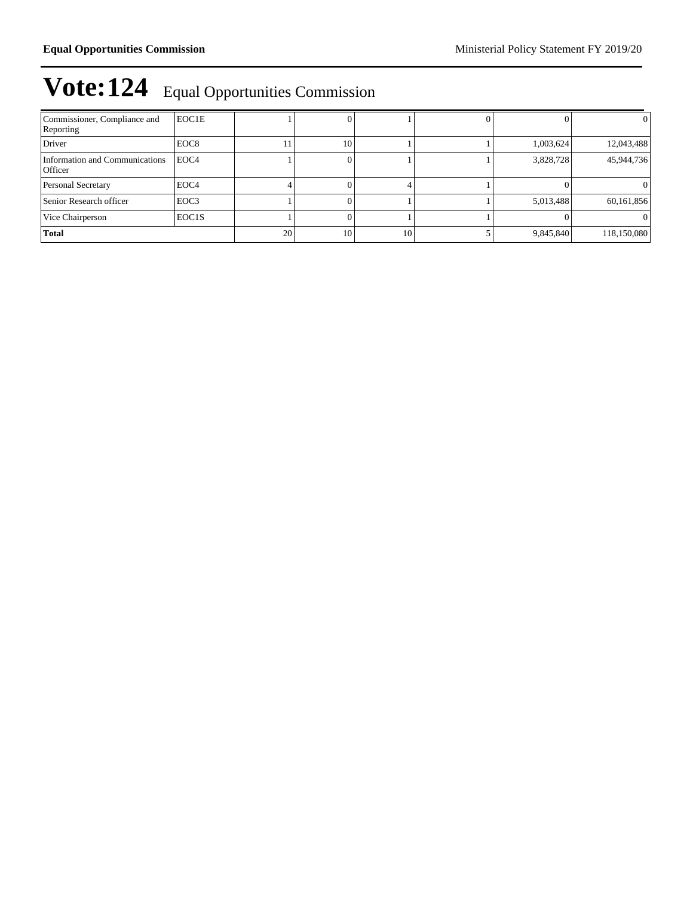# Vote:124 Equal Opportunities Commission

| | | | | | | | |
|---|---|---|---|---|---|---|---|
| Commissioner, Compliance and Reporting | EOC1E | 1 | 0 | 1 | 0 | 0 | 0 |
| Driver | EOC8 | 11 | 10 | 1 | 1 | 1,003,624 | 12,043,488 |
| Information and Communications Officer | EOC4 | 1 | 0 | 1 | 1 | 3,828,728 | 45,944,736 |
| Personal Secretary | EOC4 | 4 | 0 | 4 | 1 | 0 | 0 |
| Senior Research officer | EOC3 | 1 | 0 | 1 | 1 | 5,013,488 | 60,161,856 |
| Vice Chairperson | EOC1S | 1 | 0 | 1 | 1 | 0 | 0 |
| **Total** | | 20 | 10 | 10 | 5 | 9,845,840 | 118,150,080 |